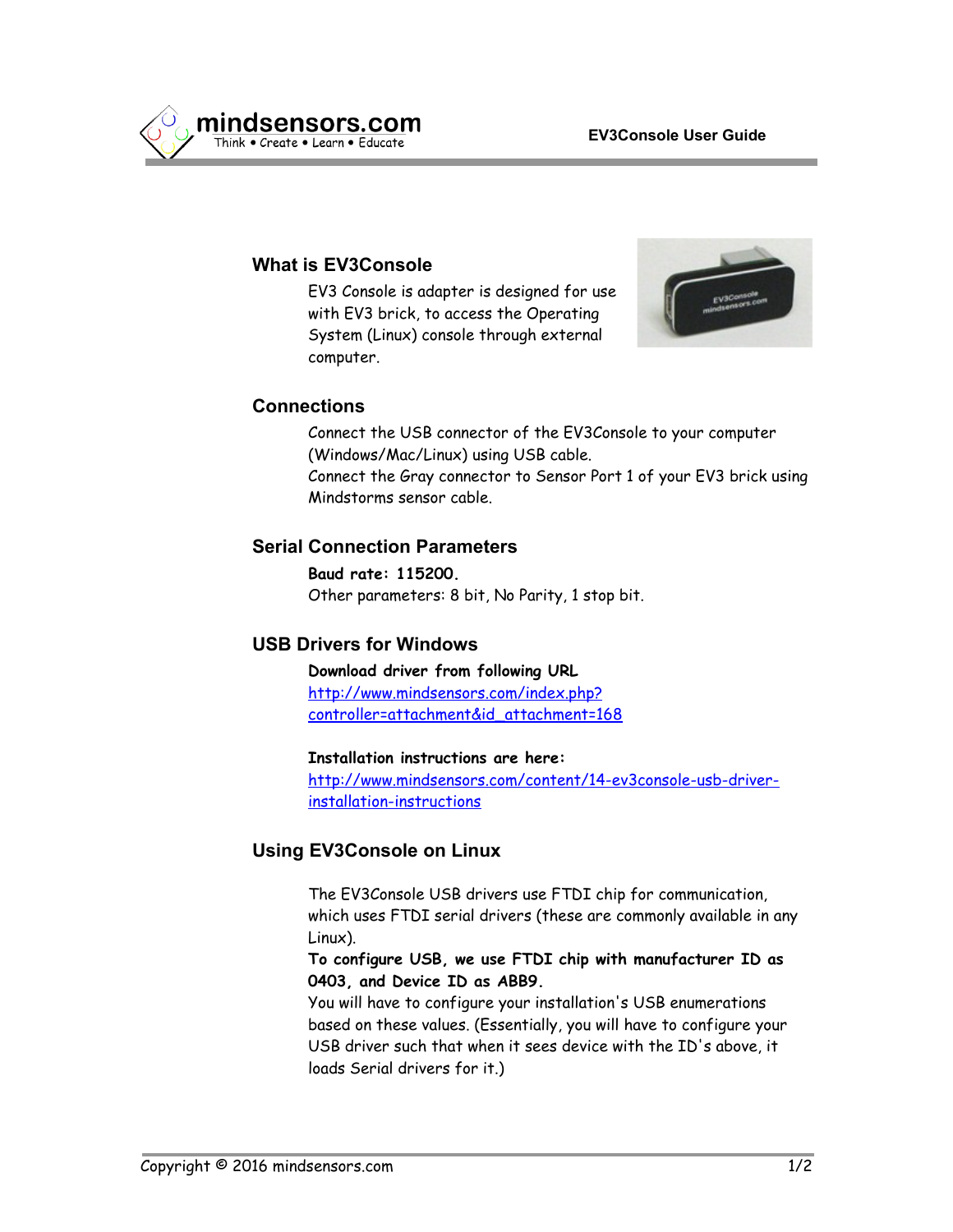## What is EV3Console

EV3 Console is adapter is designed for use with EV3 brick, to access the Operating System (Linux) console through external computer.

## Connections

Connect the USB connector of the EV3Console to your computer (Windows/Mac/Linux) using USB cable.
Connect the Gray connector to Sensor Port 1 of your EV3 brick using Mindstorms sensor cable.

## Serial Connection Parameters

**Baud rate: 115200.**
Other parameters: 8 bit, No Parity, 1 stop bit.

## USB Drivers for Windows

**Download driver from following URL**
http://www.mindsensors.com/index.php?controller=attachment&id_attachment=168

**Installation instructions are here:**
http://www.mindsensors.com/content/14-ev3console-usb-driver-installation-instructions

## Using EV3Console on Linux

The EV3Console USB drivers use FTDI chip for communication, which uses FTDI serial drivers (these are commonly available in any Linux).
**To configure USB, we use FTDI chip with manufacturer ID as 0403, and Device ID as ABB9.**
You will have to configure your installation's USB enumerations based on these values. (Essentially, you will have to configure your USB driver such that when it sees device with the ID's above, it loads Serial drivers for it.)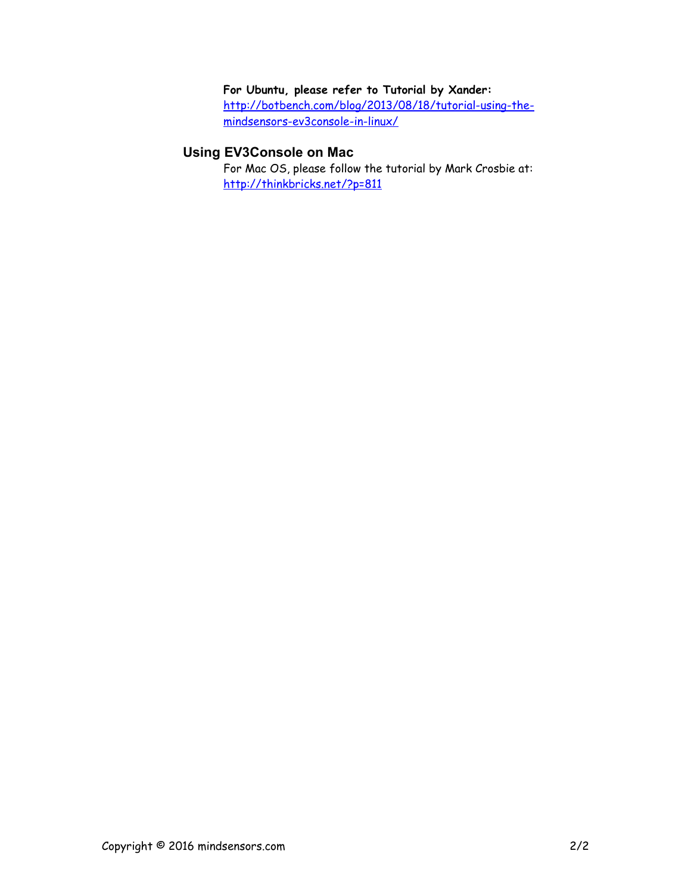**For Ubuntu, please refer to Tutorial by Xander:**
http://botbench.com/blog/2013/08/18/tutorial-using-the-mindsensors-ev3console-in-linux/

## Using EV3Console on Mac

For Mac OS, please follow the tutorial by Mark Crosbie at:
http://thinkbricks.net/?p=811

Copyright © 2016 mindsensors.com